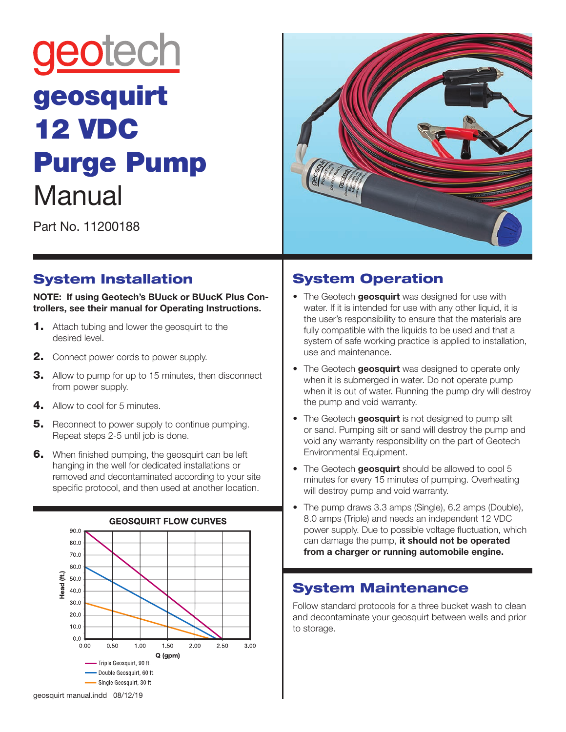# geotech

# geosquirt 12 VDC Purge Pump Manual

Part No. 11200188

## System Installation

**NOTE: If using Geotech's BUuck or BUucK Plus Controllers, see their manual for Operating Instructions.**

1. Attach tubing and lower the geosquirt to the desired level.
2. Connect power cords to power supply.
3. Allow to pump for up to 15 minutes, then disconnect from power supply.
4. Allow to cool for 5 minutes.
5. Reconnect to power supply to continue pumping. Repeat steps 2-5 until job is done.
6. When finished pumping, the geosquirt can be left hanging in the well for dedicated installations or removed and decontaminated according to your site specific protocol, and then used at another location.

**GEOSQUIRT FLOW CURVES**

Head (ft.) vs. Q (gpm)

- Triple Geosquirt, 90 ft.
- Double Geosquirt, 60 ft.
- Single Geosquirt, 30 ft.

## System Operation

- The Geotech **geosquirt** was designed for use with water. If it is intended for use with any other liquid, it is the user's responsibility to ensure that the materials are fully compatible with the liquids to be used and that a system of safe working practice is applied to installation, use and maintenance.
- The Geotech **geosquirt** was designed to operate only when it is submerged in water. Do not operate pump when it is out of water. Running the pump dry will destroy the pump and void warranty.
- The Geotech **geosquirt** is not designed to pump silt or sand. Pumping silt or sand will destroy the pump and void any warranty responsibility on the part of Geotech Environmental Equipment.
- The Geotech **geosquirt** should be allowed to cool 5 minutes for every 15 minutes of pumping. Overheating will destroy pump and void warranty.
- The pump draws 3.3 amps (Single), 6.2 amps (Double), 8.0 amps (Triple) and needs an independent 12 VDC power supply. Due to possible voltage fluctuation, which can damage the pump, **it should not be operated from a charger or running automobile engine.**

## System Maintenance

Follow standard protocols for a three bucket wash to clean and decontaminate your geosquirt between wells and prior to storage.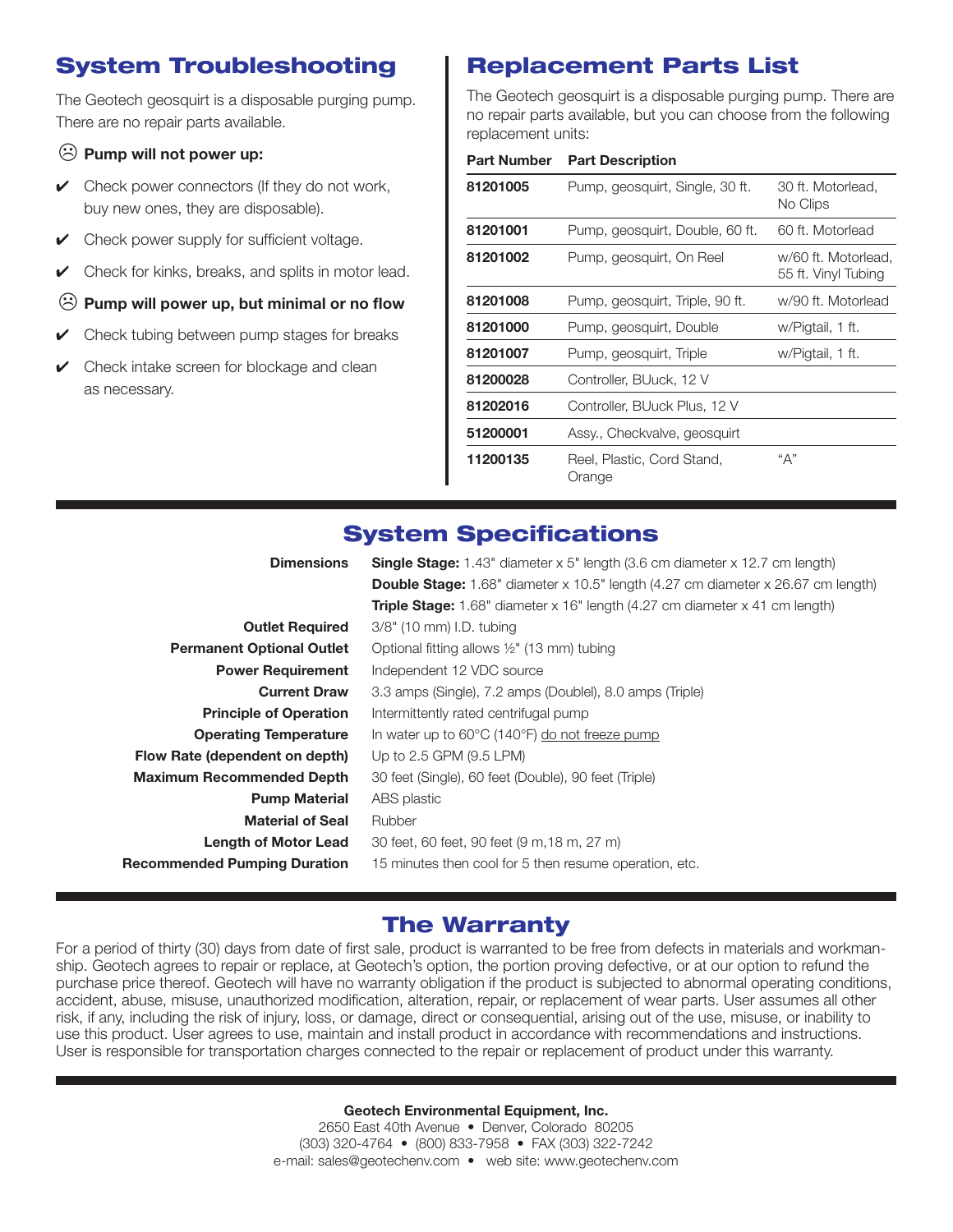## System Troubleshooting

The Geotech geosquirt is a disposable purging pump. There are no repair parts available.

☹ **Pump will not power up:**

- ✔ Check power connectors (If they do not work, buy new ones, they are disposable).
- ✔ Check power supply for sufficient voltage.
- ✔ Check for kinks, breaks, and splits in motor lead.

☹ **Pump will power up, but minimal or no flow**

- ✔ Check tubing between pump stages for breaks
- ✔ Check intake screen for blockage and clean as necessary.

## Replacement Parts List

The Geotech geosquirt is a disposable purging pump. There are no repair parts available, but you can choose from the following replacement units:

| Part Number | Part Description | |
|---|---|---|
| 81201005 | Pump, geosquirt, Single, 30 ft. | 30 ft. Motorlead, No Clips |
| 81201001 | Pump, geosquirt, Double, 60 ft. | 60 ft. Motorlead |
| 81201002 | Pump, geosquirt, On Reel | w/60 ft. Motorlead, 55 ft. Vinyl Tubing |
| 81201008 | Pump, geosquirt, Triple, 90 ft. | w/90 ft. Motorlead |
| 81201000 | Pump, geosquirt, Double | w/Pigtail, 1 ft. |
| 81201007 | Pump, geosquirt, Triple | w/Pigtail, 1 ft. |
| 81200028 | Controller, BUuck, 12 V | |
| 81202016 | Controller, BUuck Plus, 12 V | |
| 51200001 | Assy., Checkvalve, geosquirt | |
| 11200135 | Reel, Plastic, Cord Stand, Orange | "A" |

## System Specifications

| | |
|---|---|
| **Dimensions** | **Single Stage:** 1.43" diameter x 5" length (3.6 cm diameter x 12.7 cm length)<br>**Double Stage:** 1.68" diameter x 10.5" length (4.27 cm diameter x 26.67 cm length)<br>**Triple Stage:** 1.68" diameter x 16" length (4.27 cm diameter x 41 cm length) |
| **Outlet Required** | 3/8" (10 mm) I.D. tubing |
| **Permanent Optional Outlet** | Optional fitting allows ½" (13 mm) tubing |
| **Power Requirement** | Independent 12 VDC source |
| **Current Draw** | 3.3 amps (Single), 7.2 amps (Doublel), 8.0 amps (Triple) |
| **Principle of Operation** | Intermittently rated centrifugal pump |
| **Operating Temperature** | In water up to 60°C (140°F) do not freeze pump |
| **Flow Rate (dependent on depth)** | Up to 2.5 GPM (9.5 LPM) |
| **Maximum Recommended Depth** | 30 feet (Single), 60 feet (Double), 90 feet (Triple) |
| **Pump Material** | ABS plastic |
| **Material of Seal** | Rubber |
| **Length of Motor Lead** | 30 feet, 60 feet, 90 feet (9 m,18 m, 27 m) |
| **Recommended Pumping Duration** | 15 minutes then cool for 5 then resume operation, etc. |

## The Warranty

For a period of thirty (30) days from date of first sale, product is warranted to be free from defects in materials and workmanship. Geotech agrees to repair or replace, at Geotech's option, the portion proving defective, or at our option to refund the purchase price thereof. Geotech will have no warranty obligation if the product is subjected to abnormal operating conditions, accident, abuse, misuse, unauthorized modification, alteration, repair, or replacement of wear parts. User assumes all other risk, if any, including the risk of injury, loss, or damage, direct or consequential, arising out of the use, misuse, or inability to use this product. User agrees to use, maintain and install product in accordance with recommendations and instructions. User is responsible for transportation charges connected to the repair or replacement of product under this warranty.

**Geotech Environmental Equipment, Inc.**
2650 East 40th Avenue • Denver, Colorado 80205
(303) 320-4764 • (800) 833-7958 • FAX (303) 322-7242
e-mail: sales@geotechenv.com • web site: www.geotechenv.com